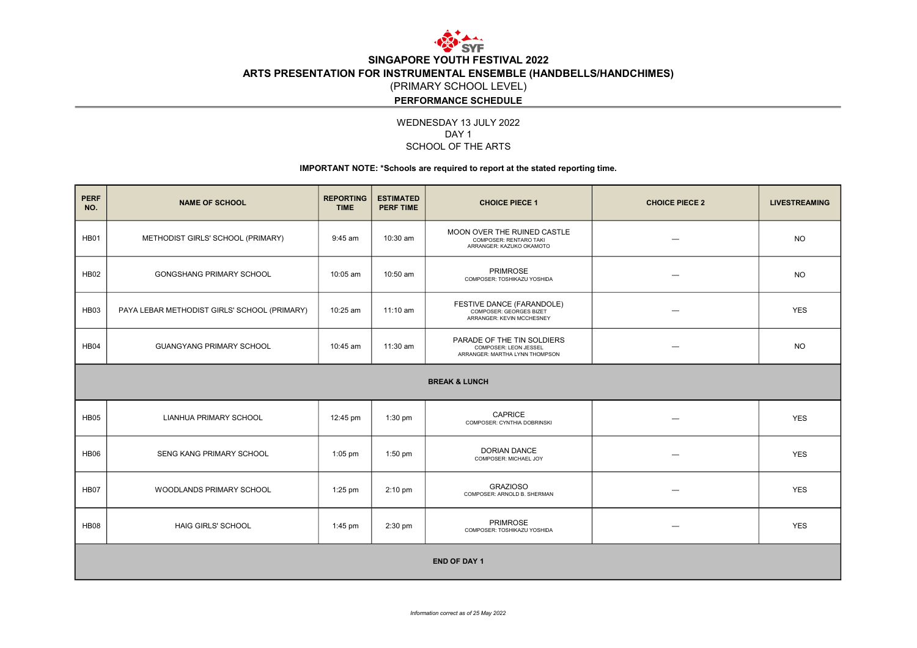# SINGAPORE YOUTH FESTIVAL 2022

## ARTS PRESENTATION FOR INSTRUMENTAL ENSEMBLE (HANDBELLS/HANDCHIMES)

(PRIMARY SCHOOL LEVEL)

**PERFORMANCE SCHEDULE**

WEDNESDAY 13 JULY 2022
DAY 1
SCHOOL OF THE ARTS

**IMPORTANT NOTE: *Schools are required to report at the stated reporting time.**

| PERF NO. | NAME OF SCHOOL | REPORTING TIME | ESTIMATED PERF TIME | CHOICE PIECE 1 | CHOICE PIECE 2 | LIVESTREAMING |
|---|---|---|---|---|---|---|
| HB01 | METHODIST GIRLS' SCHOOL (PRIMARY) | 9:45 am | 10:30 am | MOON OVER THE RUINED CASTLE<br>COMPOSER: RENTARO TAKI<br>ARRANGER: KAZUKO OKAMOTO | — | NO |
| HB02 | GONGSHANG PRIMARY SCHOOL | 10:05 am | 10:50 am | PRIMROSE<br>COMPOSER: TOSHIKAZU YOSHIDA | — | NO |
| HB03 | PAYA LEBAR METHODIST GIRLS' SCHOOL (PRIMARY) | 10:25 am | 11:10 am | FESTIVE DANCE (FARANDOLE)<br>COMPOSER: GEORGES BIZET<br>ARRANGER: KEVIN MCCHESNEY | — | YES |
| HB04 | GUANGYANG PRIMARY SCHOOL | 10:45 am | 11:30 am | PARADE OF THE TIN SOLDIERS<br>COMPOSER: LEON JESSEL<br>ARRANGER: MARTHA LYNN THOMPSON | — | NO |
| **BREAK & LUNCH** | | | | | | |
| HB05 | LIANHUA PRIMARY SCHOOL | 12:45 pm | 1:30 pm | CAPRICE<br>COMPOSER: CYNTHIA DOBRINSKI | — | YES |
| HB06 | SENG KANG PRIMARY SCHOOL | 1:05 pm | 1:50 pm | DORIAN DANCE<br>COMPOSER: MICHAEL JOY | — | YES |
| HB07 | WOODLANDS PRIMARY SCHOOL | 1:25 pm | 2:10 pm | GRAZIOSO<br>COMPOSER: ARNOLD B. SHERMAN | — | YES |
| HB08 | HAIG GIRLS' SCHOOL | 1:45 pm | 2:30 pm | PRIMROSE<br>COMPOSER: TOSHIKAZU YOSHIDA | — | YES |
| **END OF DAY 1** | | | | | | |

*Information correct as of 25 May 2022*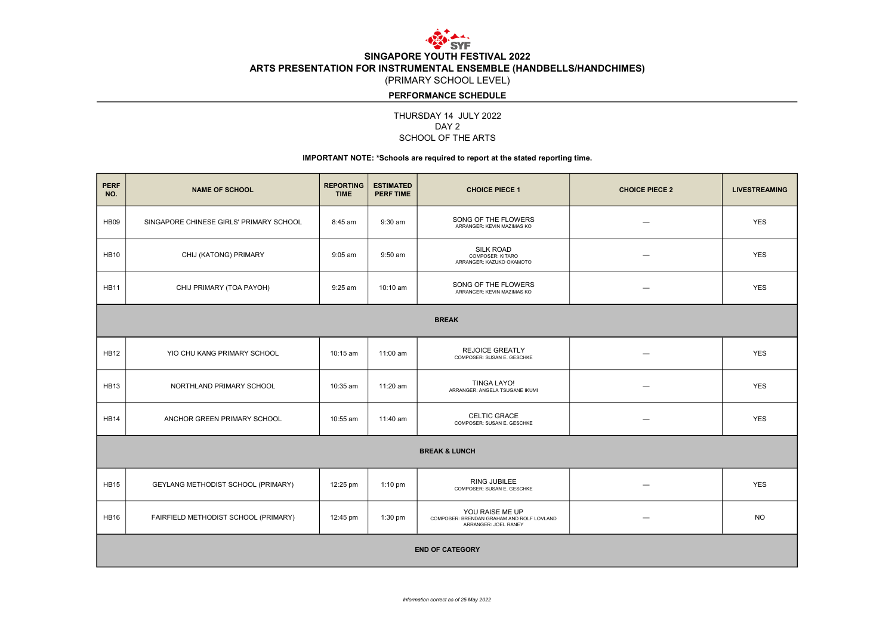# SINGAPORE YOUTH FESTIVAL 2022

## ARTS PRESENTATION FOR INSTRUMENTAL ENSEMBLE (HANDBELLS/HANDCHIMES)

(PRIMARY SCHOOL LEVEL)

**PERFORMANCE SCHEDULE**

THURSDAY 14 JULY 2022
DAY 2
SCHOOL OF THE ARTS

**IMPORTANT NOTE: *Schools are required to report at the stated reporting time.**

| PERF NO. | NAME OF SCHOOL | REPORTING TIME | ESTIMATED PERF TIME | CHOICE PIECE 1 | CHOICE PIECE 2 | LIVESTREAMING |
|---|---|---|---|---|---|---|
| HB09 | SINGAPORE CHINESE GIRLS' PRIMARY SCHOOL | 8:45 am | 9:30 am | SONG OF THE FLOWERS<br>ARRANGER: KEVIN MAZIMAS KO | — | YES |
| HB10 | CHIJ (KATONG) PRIMARY | 9:05 am | 9:50 am | SILK ROAD<br>COMPOSER: KITARO<br>ARRANGER: KAZUKO OKAMOTO | — | YES |
| HB11 | CHIJ PRIMARY (TOA PAYOH) | 9:25 am | 10:10 am | SONG OF THE FLOWERS<br>ARRANGER: KEVIN MAZIMAS KO | — | YES |
| **BREAK** | | | | | | |
| HB12 | YIO CHU KANG PRIMARY SCHOOL | 10:15 am | 11:00 am | REJOICE GREATLY<br>COMPOSER: SUSAN E. GESCHKE | — | YES |
| HB13 | NORTHLAND PRIMARY SCHOOL | 10:35 am | 11:20 am | TINGA LAYO!<br>ARRANGER: ANGELA TSUGANE IKUMI | — | YES |
| HB14 | ANCHOR GREEN PRIMARY SCHOOL | 10:55 am | 11:40 am | CELTIC GRACE<br>COMPOSER: SUSAN E. GESCHKE | — | YES |
| **BREAK & LUNCH** | | | | | | |
| HB15 | GEYLANG METHODIST SCHOOL (PRIMARY) | 12:25 pm | 1:10 pm | RING JUBILEE<br>COMPOSER: SUSAN E. GESCHKE | — | YES |
| HB16 | FAIRFIELD METHODIST SCHOOL (PRIMARY) | 12:45 pm | 1:30 pm | YOU RAISE ME UP<br>COMPOSER: BRENDAN GRAHAM AND ROLF LOVLAND<br>ARRANGER: JOEL RANEY | — | NO |
| **END OF CATEGORY** | | | | | | |

*Information correct as of 25 May 2022*